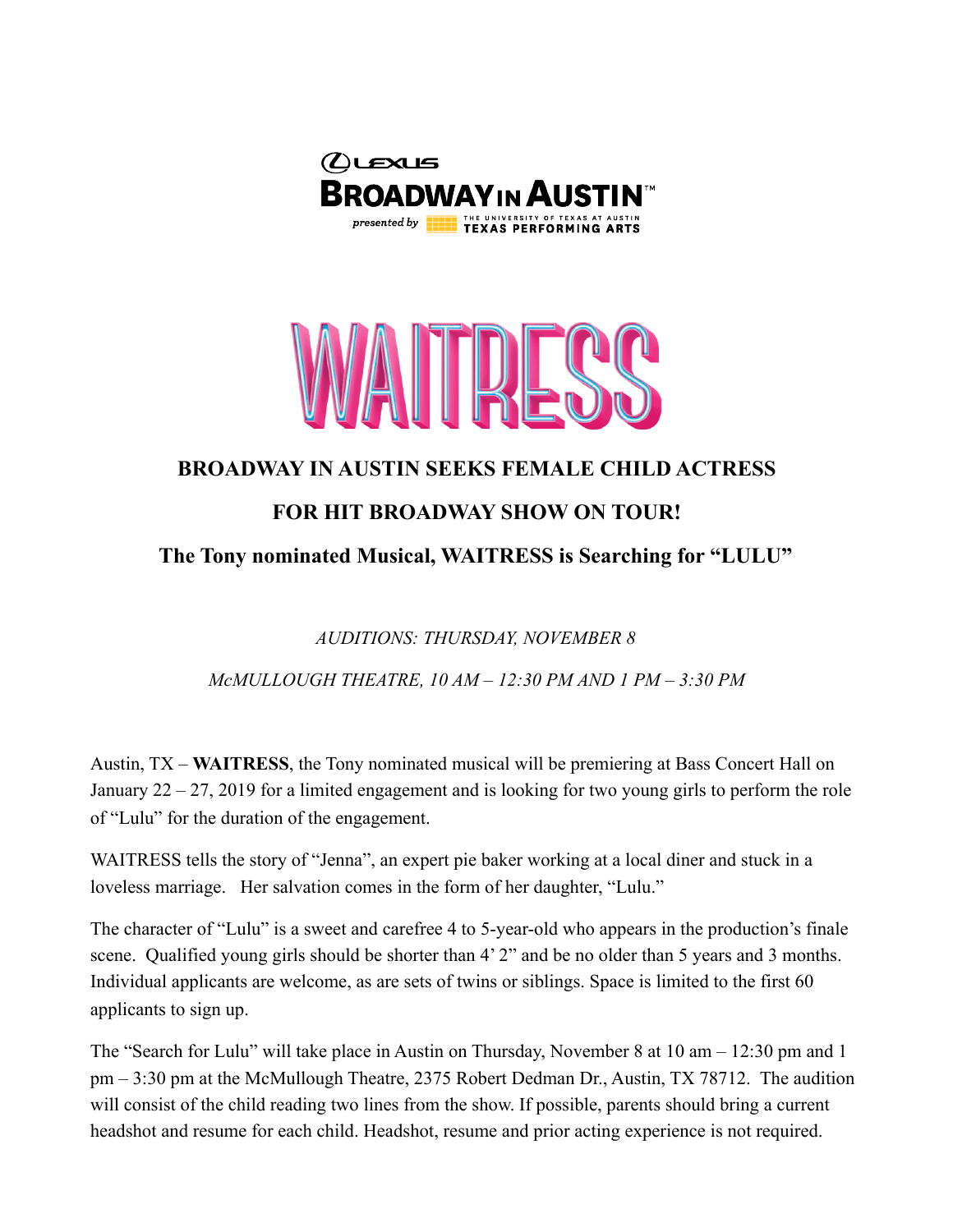LEXUS

**BROADWAY IN AUSTIN™**

presented by THE UNIVERSITY OF TEXAS AT AUSTIN TEXAS PERFORMING ARTS

# WAITRESS

## BROADWAY IN AUSTIN SEEKS FEMALE CHILD ACTRESS

## FOR HIT BROADWAY SHOW ON TOUR!

## The Tony nominated Musical, WAITRESS is Searching for "LULU"

*AUDITIONS: THURSDAY, NOVEMBER 8*

*McMULLOUGH THEATRE, 10 AM – 12:30 PM AND 1 PM – 3:30 PM*

Austin, TX – **WAITRESS**, the Tony nominated musical will be premiering at Bass Concert Hall on January 22 – 27, 2019 for a limited engagement and is looking for two young girls to perform the role of "Lulu" for the duration of the engagement.

WAITRESS tells the story of "Jenna", an expert pie baker working at a local diner and stuck in a loveless marriage. Her salvation comes in the form of her daughter, "Lulu."

The character of "Lulu" is a sweet and carefree 4 to 5-year-old who appears in the production's finale scene. Qualified young girls should be shorter than 4' 2" and be no older than 5 years and 3 months. Individual applicants are welcome, as are sets of twins or siblings. Space is limited to the first 60 applicants to sign up.

The "Search for Lulu" will take place in Austin on Thursday, November 8 at 10 am – 12:30 pm and 1 pm – 3:30 pm at the McMullough Theatre, 2375 Robert Dedman Dr., Austin, TX 78712. The audition will consist of the child reading two lines from the show. If possible, parents should bring a current headshot and resume for each child. Headshot, resume and prior acting experience is not required.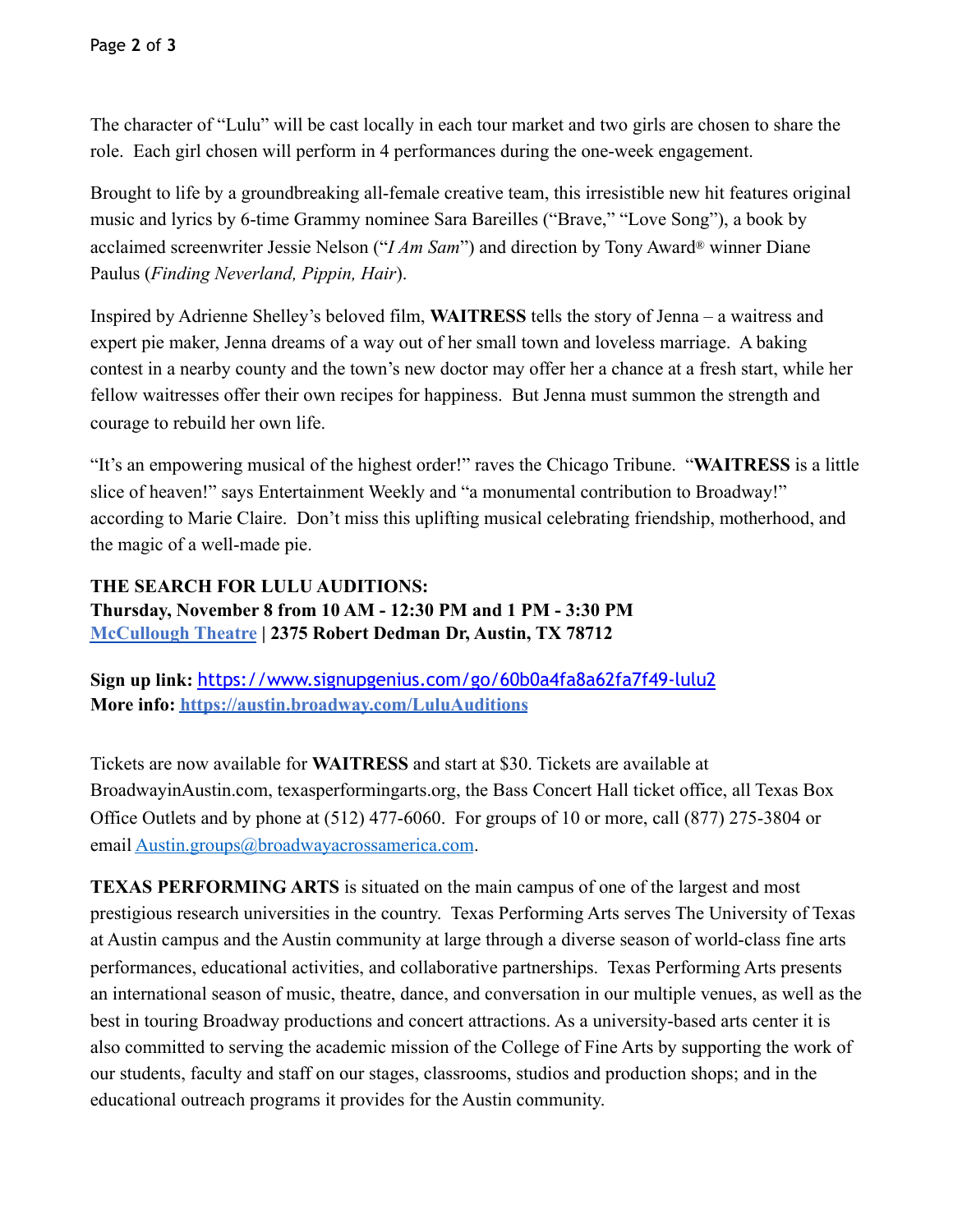The character of "Lulu" will be cast locally in each tour market and two girls are chosen to share the role.  Each girl chosen will perform in 4 performances during the one-week engagement.

Brought to life by a groundbreaking all-female creative team, this irresistible new hit features original music and lyrics by 6-time Grammy nominee Sara Bareilles ("Brave," "Love Song"), a book by acclaimed screenwriter Jessie Nelson ("*I Am Sam*") and direction by Tony Award® winner Diane Paulus (*Finding Neverland, Pippin, Hair*).

Inspired by Adrienne Shelley's beloved film, **WAITRESS** tells the story of Jenna – a waitress and expert pie maker, Jenna dreams of a way out of her small town and loveless marriage.  A baking contest in a nearby county and the town's new doctor may offer her a chance at a fresh start, while her fellow waitresses offer their own recipes for happiness.  But Jenna must summon the strength and courage to rebuild her own life.

"It's an empowering musical of the highest order!" raves the Chicago Tribune.  "**WAITRESS** is a little slice of heaven!" says Entertainment Weekly and "a monumental contribution to Broadway!" according to Marie Claire.  Don't miss this uplifting musical celebrating friendship, motherhood, and the magic of a well-made pie.

**THE SEARCH FOR LULU AUDITIONS:**
**Thursday, November 8 from 10 AM - 12:30 PM and 1 PM - 3:30 PM**
**McCullough Theatre | 2375 Robert Dedman Dr, Austin, TX 78712**

**Sign up link:** https://www.signupgenius.com/go/60b0a4fa8a62fa7f49-lulu2
**More info: https://austin.broadway.com/LuluAuditions**

Tickets are now available for **WAITRESS** and start at $30. Tickets are available at BroadwayinAustin.com, texasperformingarts.org, the Bass Concert Hall ticket office, all Texas Box Office Outlets and by phone at (512) 477-6060.  For groups of 10 or more, call (877) 275-3804 or email Austin.groups@broadwayacrossamerica.com.

**TEXAS PERFORMING ARTS** is situated on the main campus of one of the largest and most prestigious research universities in the country.  Texas Performing Arts serves The University of Texas at Austin campus and the Austin community at large through a diverse season of world-class fine arts performances, educational activities, and collaborative partnerships.  Texas Performing Arts presents an international season of music, theatre, dance, and conversation in our multiple venues, as well as the best in touring Broadway productions and concert attractions. As a university-based arts center it is also committed to serving the academic mission of the College of Fine Arts by supporting the work of our students, faculty and staff on our stages, classrooms, studios and production shops; and in the educational outreach programs it provides for the Austin community.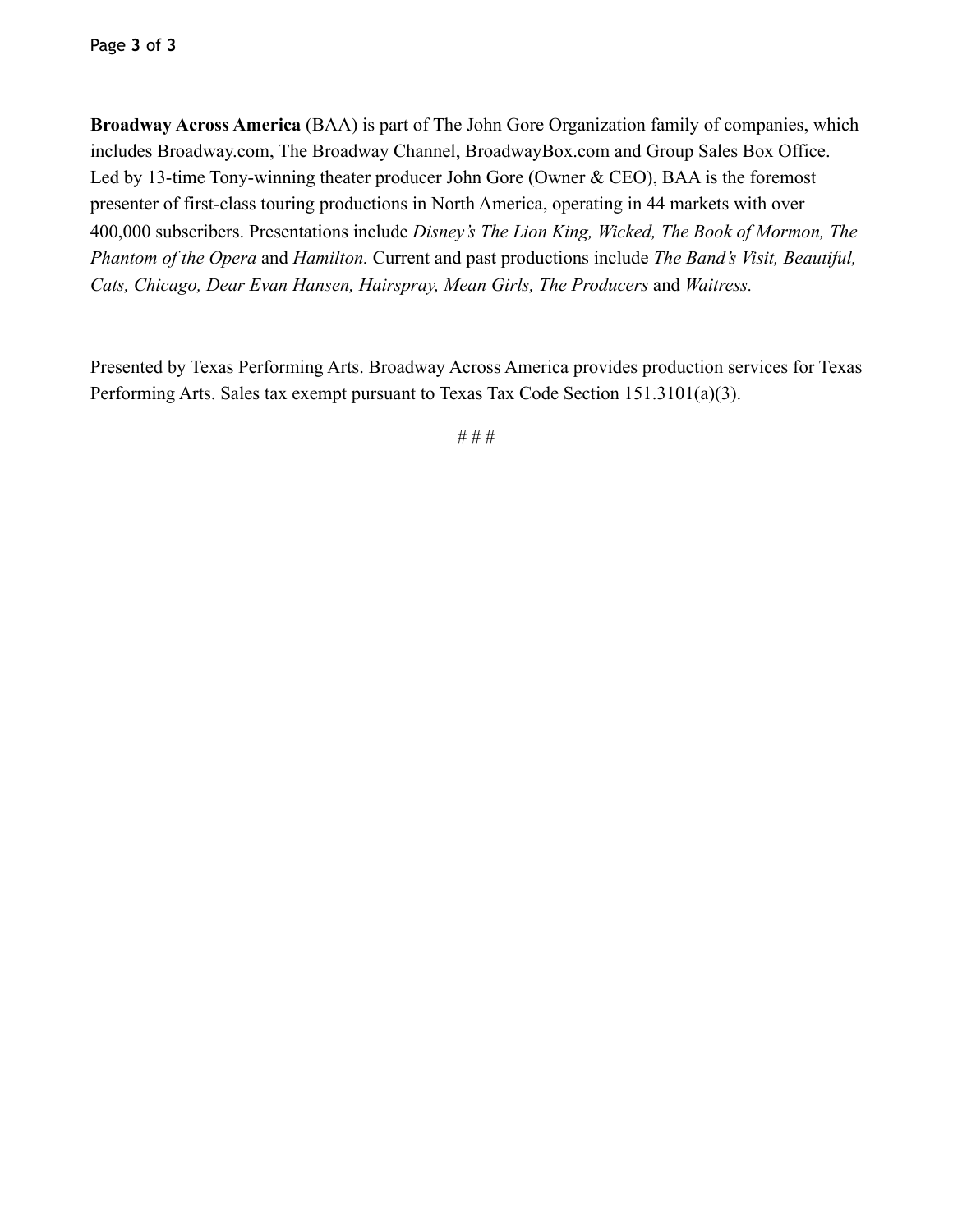**Broadway Across America** (BAA) is part of The John Gore Organization family of companies, which includes Broadway.com, The Broadway Channel, BroadwayBox.com and Group Sales Box Office. Led by 13-time Tony-winning theater producer John Gore (Owner & CEO), BAA is the foremost presenter of first-class touring productions in North America, operating in 44 markets with over 400,000 subscribers. Presentations include *Disney's The Lion King, Wicked, The Book of Mormon, The Phantom of the Opera* and *Hamilton.* Current and past productions include *The Band's Visit, Beautiful, Cats, Chicago, Dear Evan Hansen, Hairspray, Mean Girls, The Producers* and *Waitress.*

Presented by Texas Performing Arts. Broadway Across America provides production services for Texas Performing Arts. Sales tax exempt pursuant to Texas Tax Code Section 151.3101(a)(3).

# # #